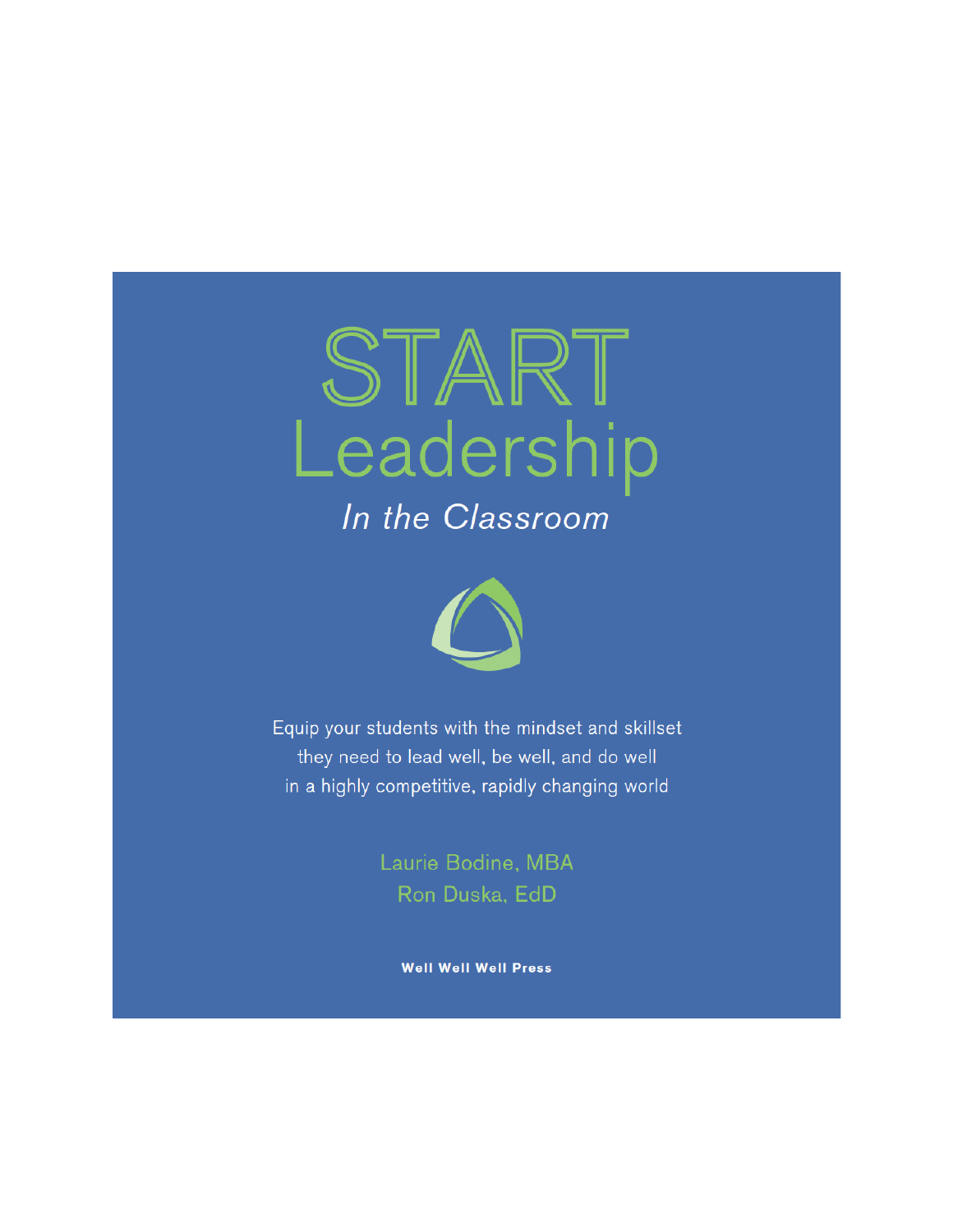# START Leadership

*In the Classroom*

Equip your students with the mindset and skillset they need to lead well, be well, and do well in a highly competitive, rapidly changing world

Laurie Bodine, MBA
Ron Duska, EdD

**Well Well Well Press**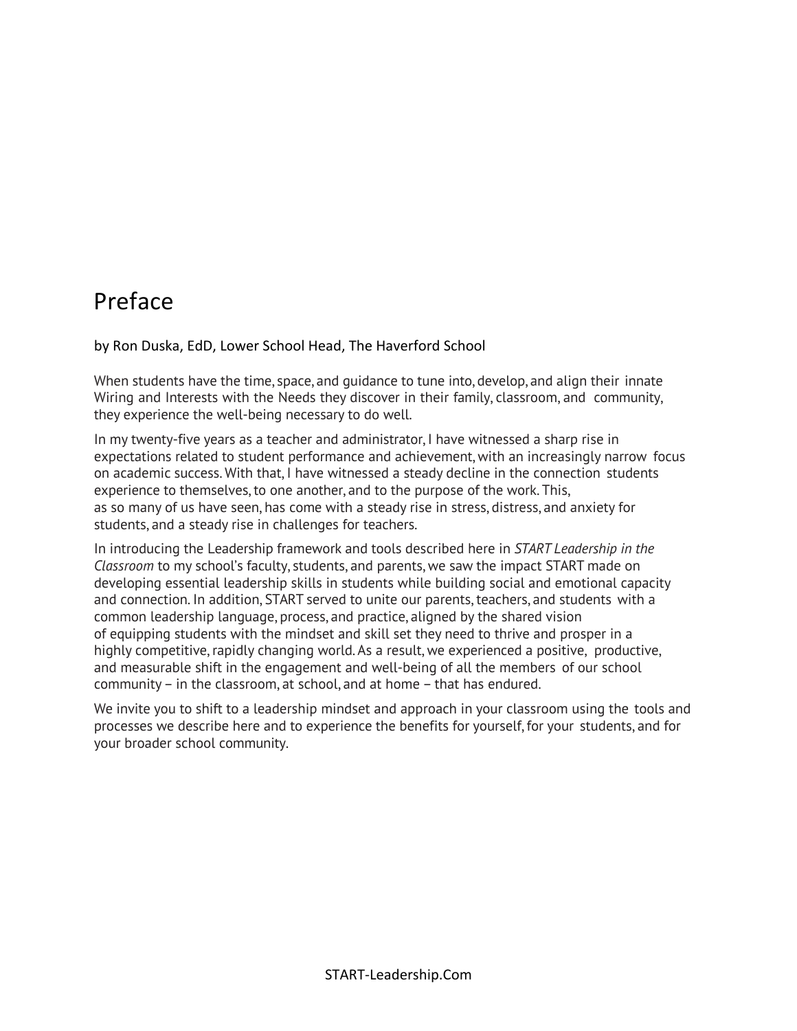# Preface

by Ron Duska, EdD, Lower School Head, The Haverford School

When students have the time, space, and guidance to tune into, develop, and align their innate Wiring and Interests with the Needs they discover in their family, classroom, and community, they experience the well-being necessary to do well.

In my twenty-five years as a teacher and administrator, I have witnessed a sharp rise in expectations related to student performance and achievement, with an increasingly narrow focus on academic success. With that, I have witnessed a steady decline in the connection students experience to themselves, to one another, and to the purpose of the work. This, as so many of us have seen, has come with a steady rise in stress, distress, and anxiety for students, and a steady rise in challenges for teachers.

In introducing the Leadership framework and tools described here in *START Leadership in the Classroom* to my school's faculty, students, and parents, we saw the impact START made on developing essential leadership skills in students while building social and emotional capacity and connection. In addition, START served to unite our parents, teachers, and students with a common leadership language, process, and practice, aligned by the shared vision of equipping students with the mindset and skill set they need to thrive and prosper in a highly competitive, rapidly changing world. As a result, we experienced a positive, productive, and measurable shift in the engagement and well-being of all the members of our school community – in the classroom, at school, and at home – that has endured.

We invite you to shift to a leadership mindset and approach in your classroom using the tools and processes we describe here and to experience the benefits for yourself, for your students, and for your broader school community.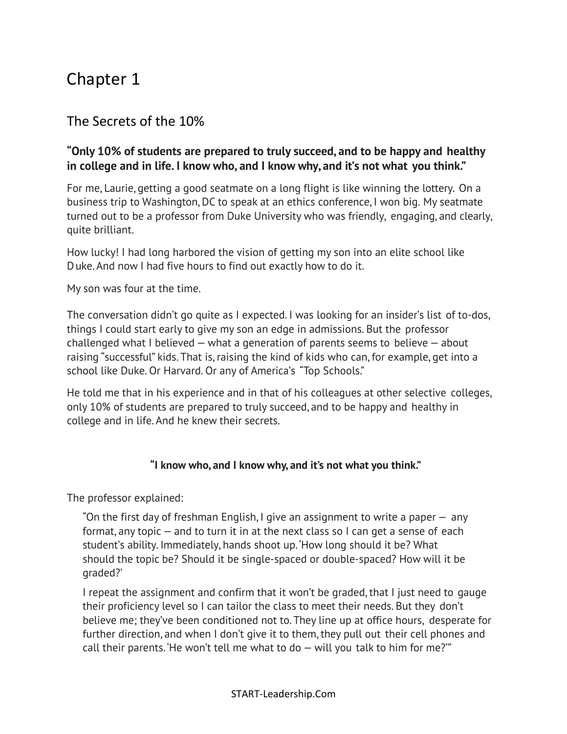# Chapter 1

## The Secrets of the 10%

**"Only 10% of students are prepared to truly succeed, and to be happy and healthy in college and in life. I know who, and I know why, and it's not what you think."**

For me, Laurie, getting a good seatmate on a long flight is like winning the lottery. On a business trip to Washington, DC to speak at an ethics conference, I won big. My seatmate turned out to be a professor from Duke University who was friendly, engaging, and clearly, quite brilliant.

How lucky! I had long harbored the vision of getting my son into an elite school like Duke. And now I had five hours to find out exactly how to do it.

My son was four at the time.

The conversation didn't go quite as I expected. I was looking for an insider's list of to-dos, things I could start early to give my son an edge in admissions. But the professor challenged what I believed — what a generation of parents seems to believe — about raising "successful" kids. That is, raising the kind of kids who can, for example, get into a school like Duke. Or Harvard. Or any of America's "Top Schools."

He told me that in his experience and in that of his colleagues at other selective colleges, only 10% of students are prepared to truly succeed, and to be happy and healthy in college and in life. And he knew their secrets.

**"I know who, and I know why, and it's not what you think."**

The professor explained:

> "On the first day of freshman English, I give an assignment to write a paper — any format, any topic — and to turn it in at the next class so I can get a sense of each student's ability. Immediately, hands shoot up. 'How long should it be? What should the topic be? Should it be single-spaced or double-spaced? How will it be graded?'
>
> I repeat the assignment and confirm that it won't be graded, that I just need to gauge their proficiency level so I can tailor the class to meet their needs. But they don't believe me; they've been conditioned not to. They line up at office hours, desperate for further direction, and when I don't give it to them, they pull out their cell phones and call their parents. 'He won't tell me what to do — will you talk to him for me?'"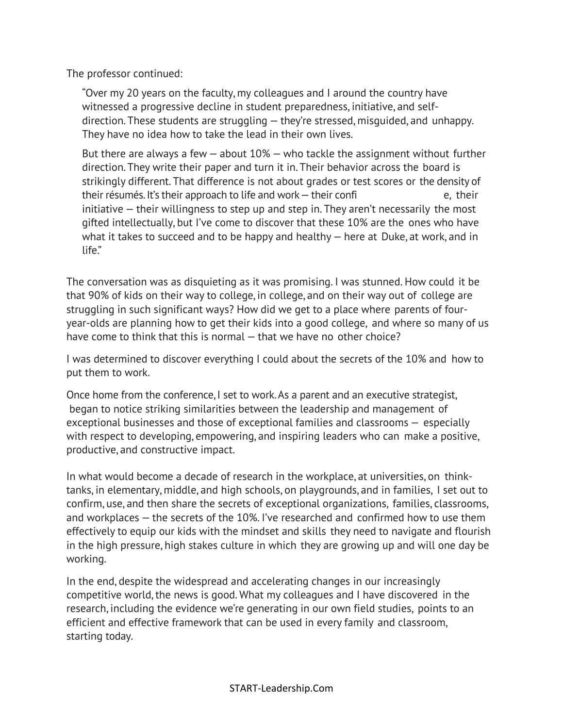The professor continued:

> "Over my 20 years on the faculty, my colleagues and I around the country have witnessed a progressive decline in student preparedness, initiative, and self-direction. These students are struggling — they're stressed, misguided, and unhappy. They have no idea how to take the lead in their own lives.
>
> But there are always a few — about 10% — who tackle the assignment without further direction. They write their paper and turn it in. Their behavior across the board is strikingly different. That difference is not about grades or test scores or the density of their résumés. It's their approach to life and work — their confi e, their initiative — their willingness to step up and step in. They aren't necessarily the most gifted intellectually, but I've come to discover that these 10% are the ones who have what it takes to succeed and to be happy and healthy — here at Duke, at work, and in life."

The conversation was as disquieting as it was promising. I was stunned. How could it be that 90% of kids on their way to college, in college, and on their way out of college are struggling in such significant ways? How did we get to a place where parents of four-year-olds are planning how to get their kids into a good college, and where so many of us have come to think that this is normal — that we have no other choice?

I was determined to discover everything I could about the secrets of the 10% and how to put them to work.

Once home from the conference, I set to work. As a parent and an executive strategist, began to notice striking similarities between the leadership and management of exceptional businesses and those of exceptional families and classrooms — especially with respect to developing, empowering, and inspiring leaders who can make a positive, productive, and constructive impact.

In what would become a decade of research in the workplace, at universities, on think-tanks, in elementary, middle, and high schools, on playgrounds, and in families, I set out to confirm, use, and then share the secrets of exceptional organizations, families, classrooms, and workplaces — the secrets of the 10%. I've researched and confirmed how to use them effectively to equip our kids with the mindset and skills they need to navigate and flourish in the high pressure, high stakes culture in which they are growing up and will one day be working.

In the end, despite the widespread and accelerating changes in our increasingly competitive world, the news is good. What my colleagues and I have discovered in the research, including the evidence we're generating in our own field studies, points to an efficient and effective framework that can be used in every family and classroom, starting today.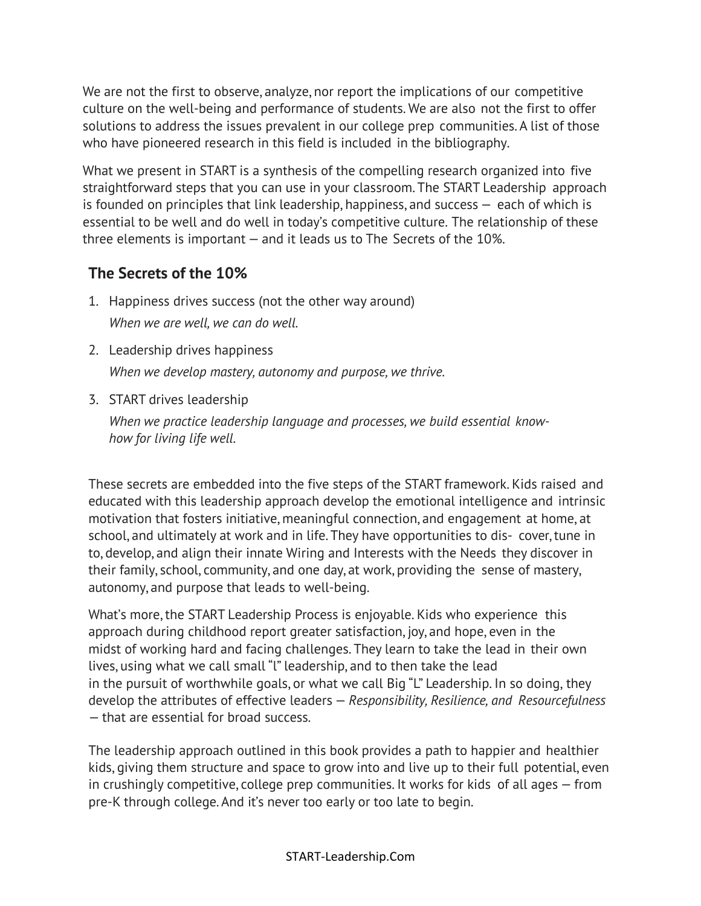We are not the first to observe, analyze, nor report the implications of our competitive culture on the well-being and performance of students. We are also not the first to offer solutions to address the issues prevalent in our college prep communities. A list of those who have pioneered research in this field is included in the bibliography.

What we present in START is a synthesis of the compelling research organized into five straightforward steps that you can use in your classroom. The START Leadership approach is founded on principles that link leadership, happiness, and success — each of which is essential to be well and do well in today's competitive culture. The relationship of these three elements is important — and it leads us to The Secrets of the 10%.

## The Secrets of the 10%

1. Happiness drives success (not the other way around)

   *When we are well, we can do well.*

2. Leadership drives happiness

   *When we develop mastery, autonomy and purpose, we thrive.*

3. START drives leadership

   *When we practice leadership language and processes, we build essential know-how for living life well.*

These secrets are embedded into the five steps of the START framework. Kids raised and educated with this leadership approach develop the emotional intelligence and intrinsic motivation that fosters initiative, meaningful connection, and engagement at home, at school, and ultimately at work and in life. They have opportunities to dis- cover, tune in to, develop, and align their innate Wiring and Interests with the Needs they discover in their family, school, community, and one day, at work, providing the sense of mastery, autonomy, and purpose that leads to well-being.

What's more, the START Leadership Process is enjoyable. Kids who experience this approach during childhood report greater satisfaction, joy, and hope, even in the midst of working hard and facing challenges. They learn to take the lead in their own lives, using what we call small "l" leadership, and to then take the lead in the pursuit of worthwhile goals, or what we call Big "L" Leadership. In so doing, they develop the attributes of effective leaders — *Responsibility, Resilience, and Resourcefulness* — that are essential for broad success.

The leadership approach outlined in this book provides a path to happier and healthier kids, giving them structure and space to grow into and live up to their full potential, even in crushingly competitive, college prep communities. It works for kids of all ages — from pre-K through college. And it's never too early or too late to begin.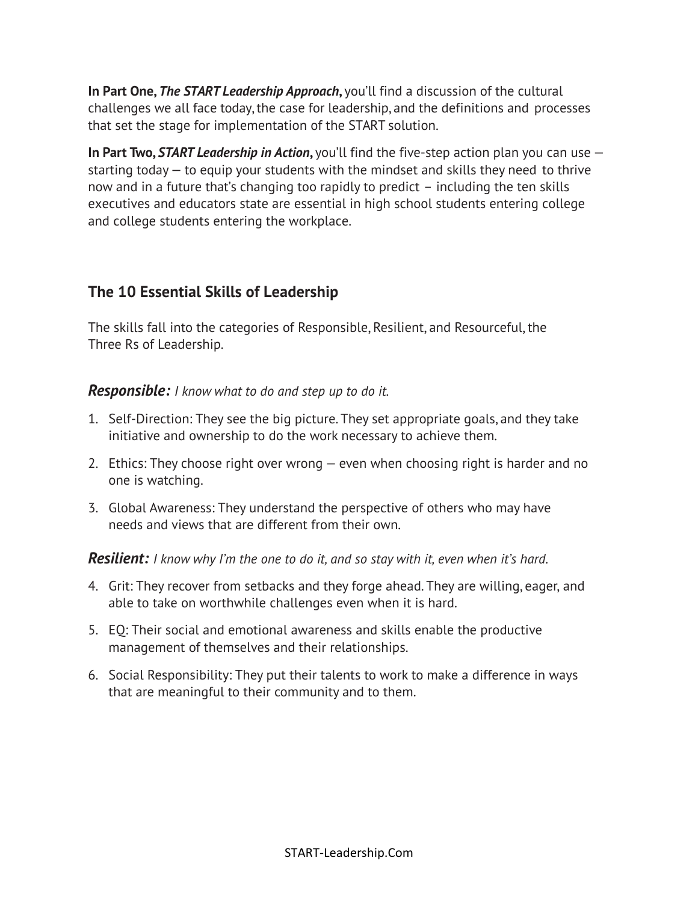**In Part One, *The START Leadership Approach*,** you'll find a discussion of the cultural challenges we all face today, the case for leadership, and the definitions and processes that set the stage for implementation of the START solution.

**In Part Two, *START Leadership in Action*,** you'll find the five-step action plan you can use — starting today — to equip your students with the mindset and skills they need to thrive now and in a future that's changing too rapidly to predict – including the ten skills executives and educators state are essential in high school students entering college and college students entering the workplace.

## The 10 Essential Skills of Leadership

The skills fall into the categories of Responsible, Resilient, and Resourceful, the Three Rs of Leadership.

***Responsible:*** *I know what to do and step up to do it.*

1. Self-Direction: They see the big picture. They set appropriate goals, and they take initiative and ownership to do the work necessary to achieve them.
2. Ethics: They choose right over wrong — even when choosing right is harder and no one is watching.
3. Global Awareness: They understand the perspective of others who may have needs and views that are different from their own.

***Resilient:*** *I know why I'm the one to do it, and so stay with it, even when it's hard.*

4. Grit: They recover from setbacks and they forge ahead. They are willing, eager, and able to take on worthwhile challenges even when it is hard.
5. EQ: Their social and emotional awareness and skills enable the productive management of themselves and their relationships.
6. Social Responsibility: They put their talents to work to make a difference in ways that are meaningful to their community and to them.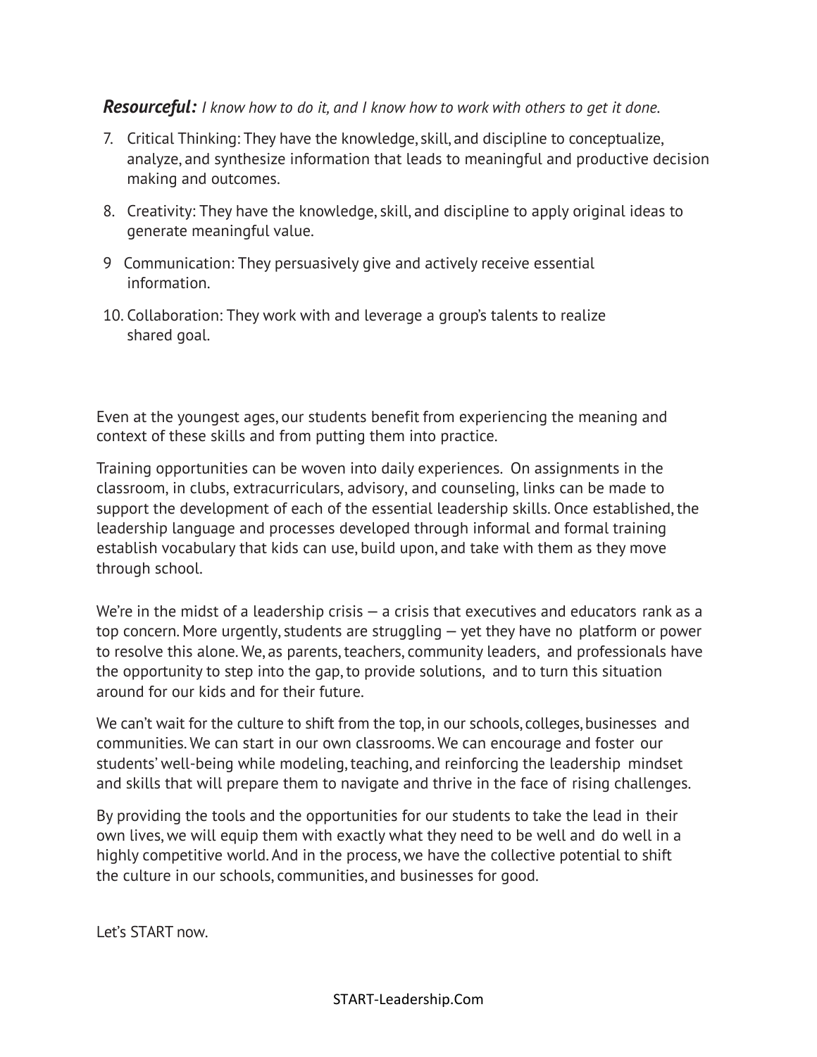***Resourceful:*** *I know how to do it, and I know how to work with others to get it done.*

7. Critical Thinking: They have the knowledge, skill, and discipline to conceptualize, analyze, and synthesize information that leads to meaningful and productive decision making and outcomes.
8. Creativity: They have the knowledge, skill, and discipline to apply original ideas to generate meaningful value.
9. Communication: They persuasively give and actively receive essential information.
10. Collaboration: They work with and leverage a group's talents to realize shared goal.

Even at the youngest ages, our students benefit from experiencing the meaning and context of these skills and from putting them into practice.

Training opportunities can be woven into daily experiences. On assignments in the classroom, in clubs, extracurriculars, advisory, and counseling, links can be made to support the development of each of the essential leadership skills. Once established, the leadership language and processes developed through informal and formal training establish vocabulary that kids can use, build upon, and take with them as they move through school.

We're in the midst of a leadership crisis — a crisis that executives and educators rank as a top concern. More urgently, students are struggling — yet they have no platform or power to resolve this alone. We, as parents, teachers, community leaders, and professionals have the opportunity to step into the gap, to provide solutions, and to turn this situation around for our kids and for their future.

We can't wait for the culture to shift from the top, in our schools, colleges, businesses and communities. We can start in our own classrooms. We can encourage and foster our students' well-being while modeling, teaching, and reinforcing the leadership mindset and skills that will prepare them to navigate and thrive in the face of rising challenges.

By providing the tools and the opportunities for our students to take the lead in their own lives, we will equip them with exactly what they need to be well and do well in a highly competitive world. And in the process, we have the collective potential to shift the culture in our schools, communities, and businesses for good.

Let's START now.

START-Leadership.Com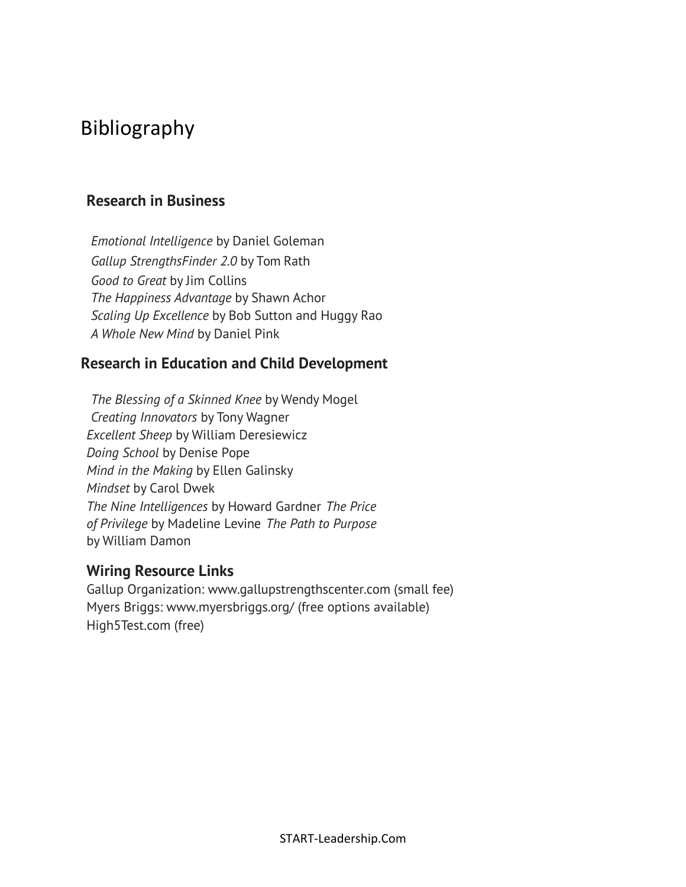# Bibliography

## Research in Business

*Emotional Intelligence* by Daniel Goleman
*Gallup StrengthsFinder 2.0* by Tom Rath
*Good to Great* by Jim Collins
*The Happiness Advantage* by Shawn Achor
*Scaling Up Excellence* by Bob Sutton and Huggy Rao
*A Whole New Mind* by Daniel Pink

## Research in Education and Child Development

*The Blessing of a Skinned Knee* by Wendy Mogel
*Creating Innovators* by Tony Wagner
*Excellent Sheep* by William Deresiewicz
*Doing School* by Denise Pope
*Mind in the Making* by Ellen Galinsky
*Mindset* by Carol Dwek
*The Nine Intelligences* by Howard Gardner
*The Price of Privilege* by Madeline Levine
*The Path to Purpose* by William Damon

## Wiring Resource Links

Gallup Organization: www.gallupstrengthscenter.com (small fee)
Myers Briggs: www.myersbriggs.org/ (free options available)
High5Test.com (free)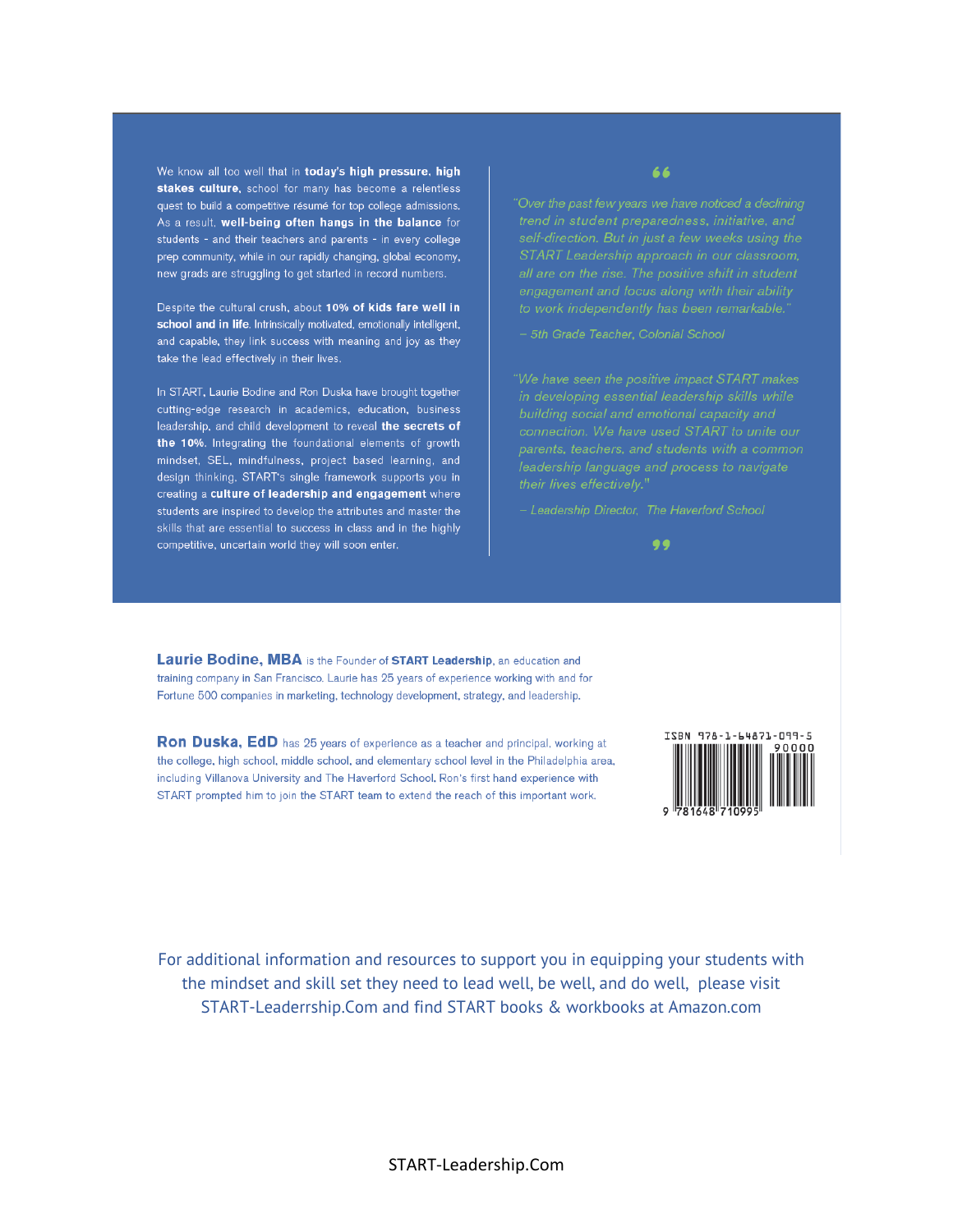We know all too well that in **today's high pressure, high stakes culture**, school for many has become a relentless quest to build a competitive résumé for top college admissions. As a result, **well-being often hangs in the balance** for students - and their teachers and parents - in every college prep community, while in our rapidly changing, global economy, new grads are struggling to get started in record numbers.

Despite the cultural crush, about **10% of kids fare well in school and in life**. Intrinsically motivated, emotionally intelligent, and capable, they link success with meaning and joy as they take the lead effectively in their lives.

In START, Laurie Bodine and Ron Duska have brought together cutting-edge research in academics, education, business leadership, and child development to reveal **the secrets of the 10%**. Integrating the foundational elements of growth mindset, SEL, mindfulness, project based learning, and design thinking, START's single framework supports you in creating a **culture of leadership and engagement** where students are inspired to develop the attributes and master the skills that are essential to success in class and in the highly competitive, uncertain world they will soon enter.

*"Over the past few years we have noticed a declining trend in student preparedness, initiative, and self-direction. But in just a few weeks using the START Leadership approach in our classroom, all are on the rise. The positive shift in student engagement and focus along with their ability to work independently has been remarkable."*

*– 5th Grade Teacher, Colonial School*

*"We have seen the positive impact START makes in developing essential leadership skills while building social and emotional capacity and connection. We have used START to unite our parents, teachers, and students with a common leadership language and process to navigate their lives effectively."*

*– Leadership Director, The Haverford School*

**Laurie Bodine, MBA** is the Founder of **START Leadership**, an education and training company in San Francisco. Laurie has 25 years of experience working with and for Fortune 500 companies in marketing, technology development, strategy, and leadership.

**Ron Duska, EdD** has 25 years of experience as a teacher and principal, working at the college, high school, middle school, and elementary school level in the Philadelphia area, including Villanova University and The Haverford School. Ron's first hand experience with START prompted him to join the START team to extend the reach of this important work.

ISBN 978-1-64871-099-5

90000

9 781648 710995

For additional information and resources to support you in equipping your students with the mindset and skill set they need to lead well, be well, and do well, please visit START-Leaderrship.Com and find START books & workbooks at Amazon.com

START-Leadership.Com